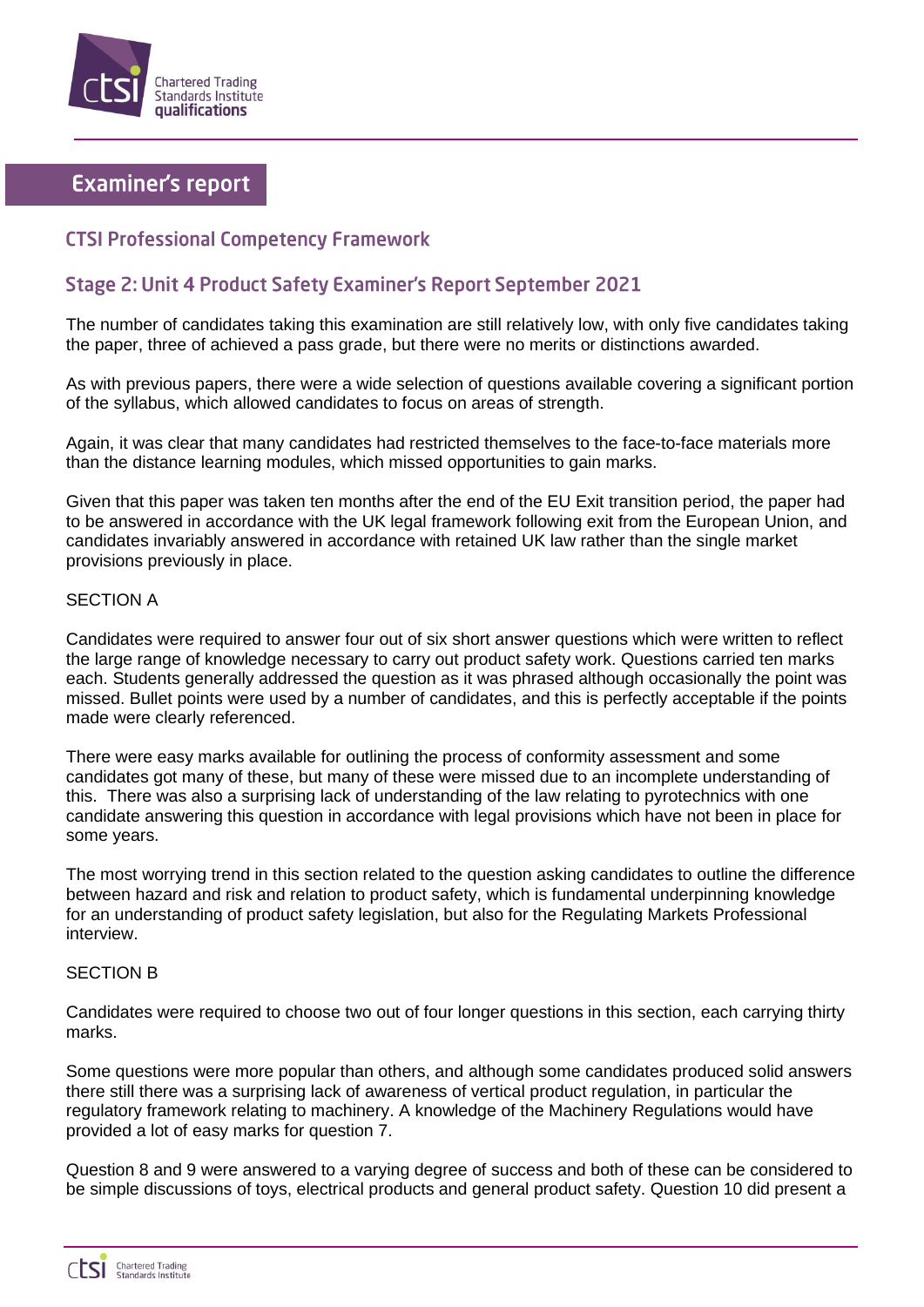# Examiner's report

## CTSI Professional Competency Framework

## Stage 2: Unit 4 Product Safety Examiner's Report September 2021

The number of candidates taking this examination are still relatively low, with only five candidates taking the paper, three of achieved a pass grade, but there were no merits or distinctions awarded.

As with previous papers, there were a wide selection of questions available covering a significant portion of the syllabus, which allowed candidates to focus on areas of strength.

Again, it was clear that many candidates had restricted themselves to the face-to-face materials more than the distance learning modules, which missed opportunities to gain marks.

Given that this paper was taken ten months after the end of the EU Exit transition period, the paper had to be answered in accordance with the UK legal framework following exit from the European Union, and candidates invariably answered in accordance with retained UK law rather than the single market provisions previously in place.

SECTION A

Candidates were required to answer four out of six short answer questions which were written to reflect the large range of knowledge necessary to carry out product safety work. Questions carried ten marks each. Students generally addressed the question as it was phrased although occasionally the point was missed. Bullet points were used by a number of candidates, and this is perfectly acceptable if the points made were clearly referenced.

There were easy marks available for outlining the process of conformity assessment and some candidates got many of these, but many of these were missed due to an incomplete understanding of this. There was also a surprising lack of understanding of the law relating to pyrotechnics with one candidate answering this question in accordance with legal provisions which have not been in place for some years.

The most worrying trend in this section related to the question asking candidates to outline the difference between hazard and risk and relation to product safety, which is fundamental underpinning knowledge for an understanding of product safety legislation, but also for the Regulating Markets Professional interview.

SECTION B

Candidates were required to choose two out of four longer questions in this section, each carrying thirty marks.

Some questions were more popular than others, and although some candidates produced solid answers there still there was a surprising lack of awareness of vertical product regulation, in particular the regulatory framework relating to machinery. A knowledge of the Machinery Regulations would have provided a lot of easy marks for question 7.

Question 8 and 9 were answered to a varying degree of success and both of these can be considered to be simple discussions of toys, electrical products and general product safety. Question 10 did present a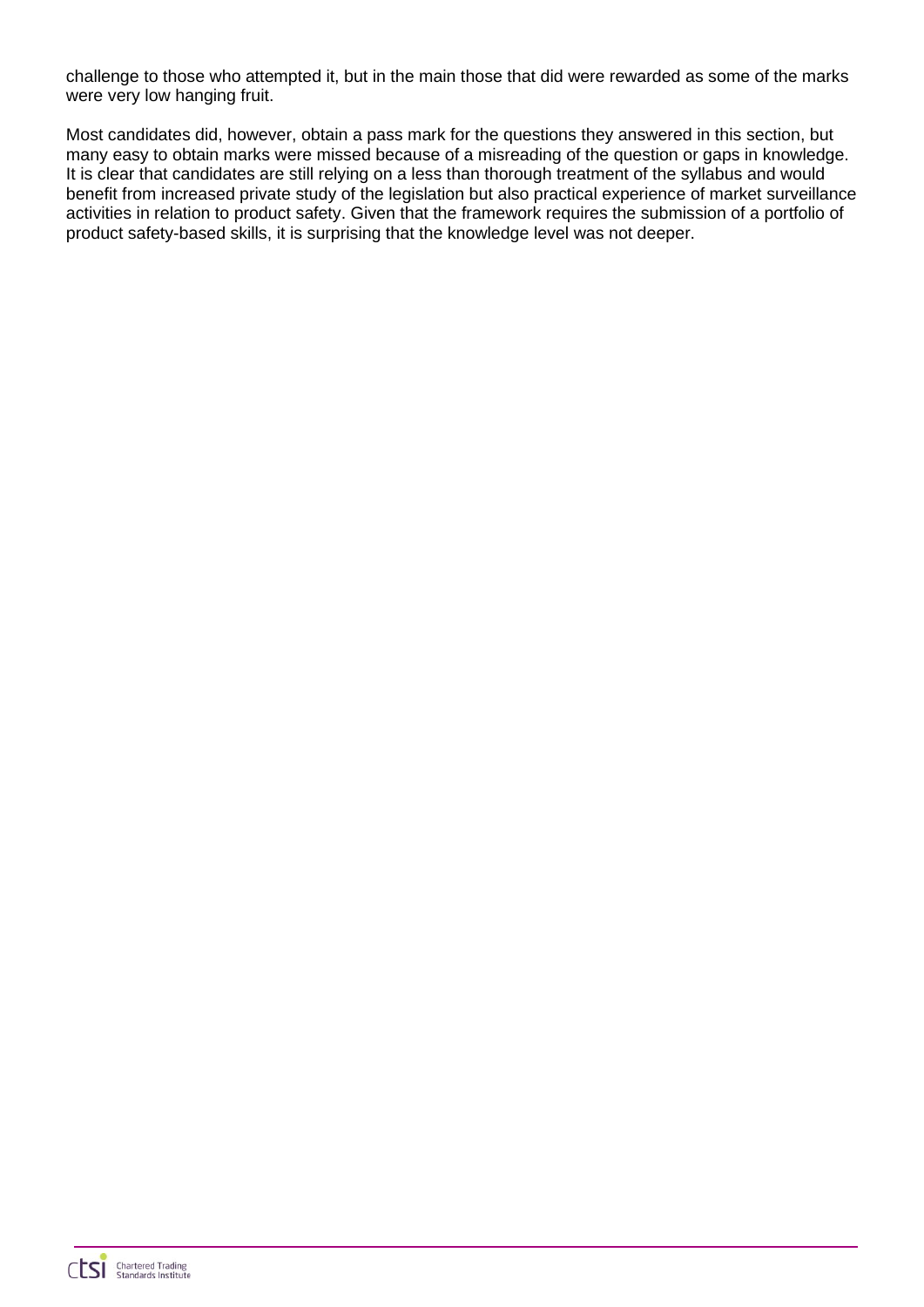challenge to those who attempted it, but in the main those that did were rewarded as some of the marks were very low hanging fruit.

Most candidates did, however, obtain a pass mark for the questions they answered in this section, but many easy to obtain marks were missed because of a misreading of the question or gaps in knowledge. It is clear that candidates are still relying on a less than thorough treatment of the syllabus and would benefit from increased private study of the legislation but also practical experience of market surveillance activities in relation to product safety. Given that the framework requires the submission of a portfolio of product safety-based skills, it is surprising that the knowledge level was not deeper.